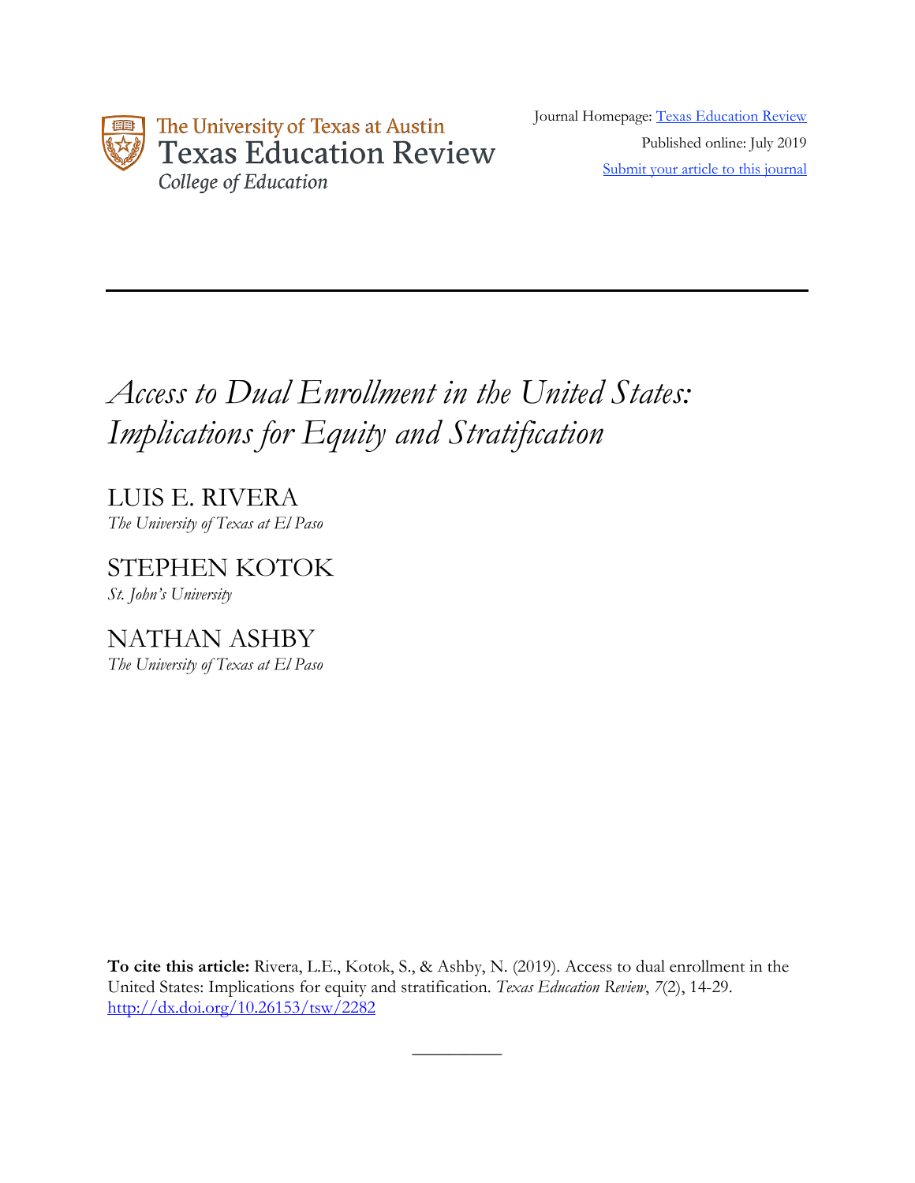The University of Texas at Austin
Texas Education Review
*College of Education*

Journal Homepage: [Texas Education Review](#)

Published online: July 2019

[Submit your article to this journal](#)

---

# *Access to Dual Enrollment in the United States: Implications for Equity and Stratification*

LUIS E. RIVERA
*The University of Texas at El Paso*

STEPHEN KOTOK
*St. John's University*

NATHAN ASHBY
*The University of Texas at El Paso*

**To cite this article:** Rivera, L.E., Kotok, S., & Ashby, N. (2019). Access to dual enrollment in the United States: Implications for equity and stratification. *Texas Education Review*, *7*(2), 14-29. [http://dx.doi.org/10.26153/tsw/2282](http://dx.doi.org/10.26153/tsw/2282)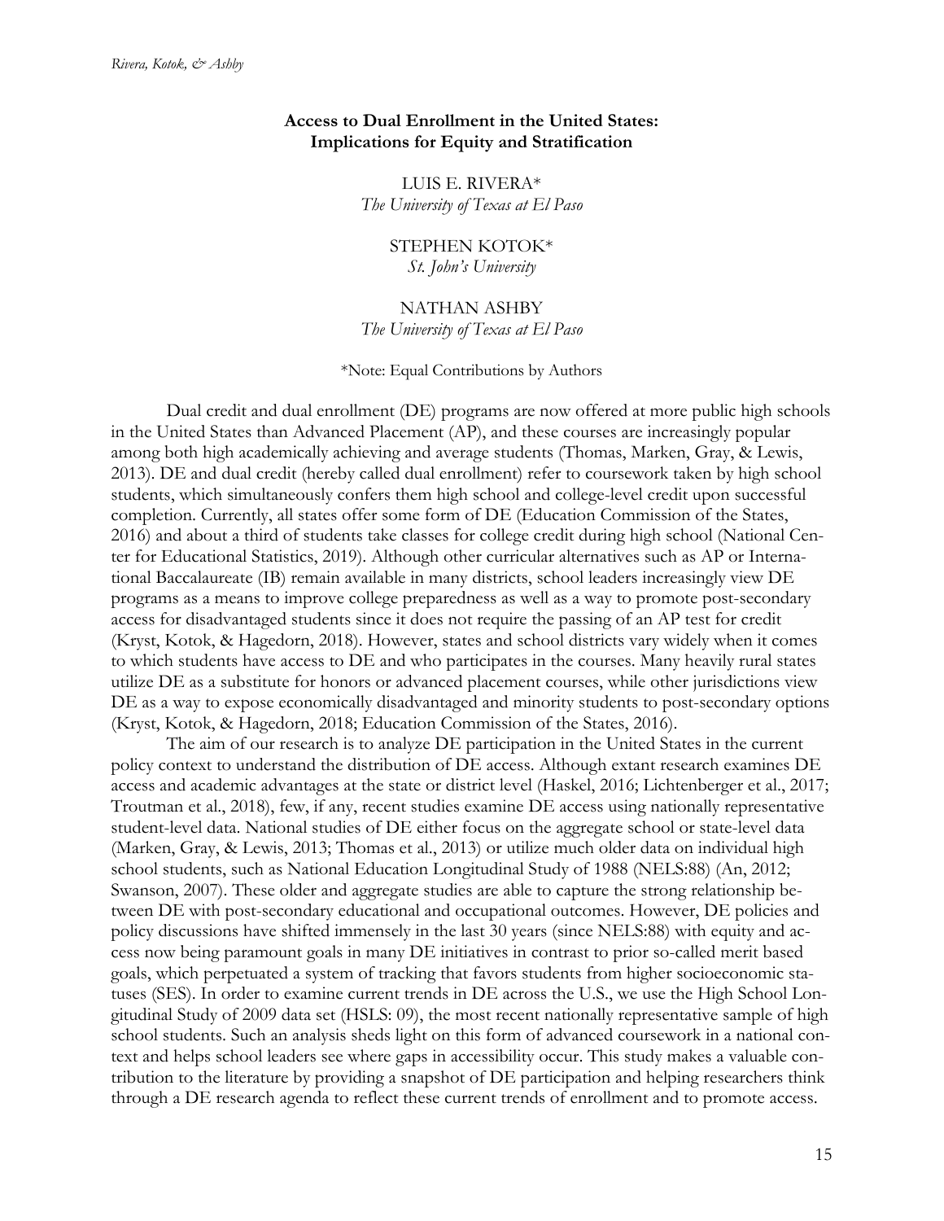**Access to Dual Enrollment in the United States: Implications for Equity and Stratification**

LUIS E. RIVERA*
*The University of Texas at El Paso*

STEPHEN KOTOK*
*St. John's University*

NATHAN ASHBY
*The University of Texas at El Paso*

*Note: Equal Contributions by Authors

Dual credit and dual enrollment (DE) programs are now offered at more public high schools in the United States than Advanced Placement (AP), and these courses are increasingly popular among both high academically achieving and average students (Thomas, Marken, Gray, & Lewis, 2013). DE and dual credit (hereby called dual enrollment) refer to coursework taken by high school students, which simultaneously confers them high school and college-level credit upon successful completion. Currently, all states offer some form of DE (Education Commission of the States, 2016) and about a third of students take classes for college credit during high school (National Center for Educational Statistics, 2019). Although other curricular alternatives such as AP or International Baccalaureate (IB) remain available in many districts, school leaders increasingly view DE programs as a means to improve college preparedness as well as a way to promote post-secondary access for disadvantaged students since it does not require the passing of an AP test for credit (Kryst, Kotok, & Hagedorn, 2018). However, states and school districts vary widely when it comes to which students have access to DE and who participates in the courses. Many heavily rural states utilize DE as a substitute for honors or advanced placement courses, while other jurisdictions view DE as a way to expose economically disadvantaged and minority students to post-secondary options (Kryst, Kotok, & Hagedorn, 2018; Education Commission of the States, 2016).

The aim of our research is to analyze DE participation in the United States in the current policy context to understand the distribution of DE access. Although extant research examines DE access and academic advantages at the state or district level (Haskel, 2016; Lichtenberger et al., 2017; Troutman et al., 2018), few, if any, recent studies examine DE access using nationally representative student-level data. National studies of DE either focus on the aggregate school or state-level data (Marken, Gray, & Lewis, 2013; Thomas et al., 2013) or utilize much older data on individual high school students, such as National Education Longitudinal Study of 1988 (NELS:88) (An, 2012; Swanson, 2007). These older and aggregate studies are able to capture the strong relationship between DE with post-secondary educational and occupational outcomes. However, DE policies and policy discussions have shifted immensely in the last 30 years (since NELS:88) with equity and access now being paramount goals in many DE initiatives in contrast to prior so-called merit based goals, which perpetuated a system of tracking that favors students from higher socioeconomic statuses (SES). In order to examine current trends in DE across the U.S., we use the High School Longitudinal Study of 2009 data set (HSLS: 09), the most recent nationally representative sample of high school students. Such an analysis sheds light on this form of advanced coursework in a national context and helps school leaders see where gaps in accessibility occur. This study makes a valuable contribution to the literature by providing a snapshot of DE participation and helping researchers think through a DE research agenda to reflect these current trends of enrollment and to promote access.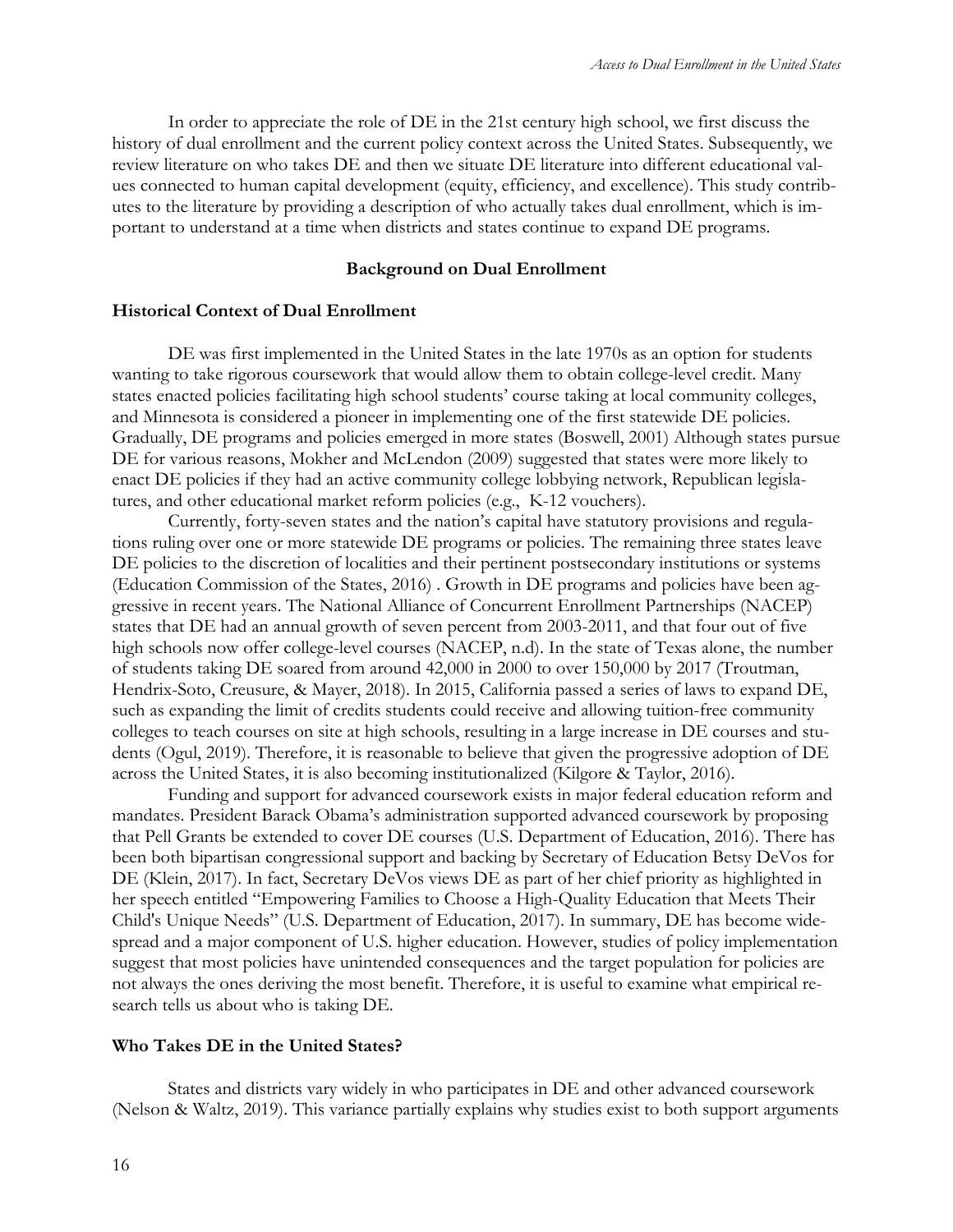In order to appreciate the role of DE in the 21st century high school, we first discuss the history of dual enrollment and the current policy context across the United States. Subsequently, we review literature on who takes DE and then we situate DE literature into different educational values connected to human capital development (equity, efficiency, and excellence). This study contributes to the literature by providing a description of who actually takes dual enrollment, which is important to understand at a time when districts and states continue to expand DE programs.

## Background on Dual Enrollment

### Historical Context of Dual Enrollment

DE was first implemented in the United States in the late 1970s as an option for students wanting to take rigorous coursework that would allow them to obtain college-level credit. Many states enacted policies facilitating high school students' course taking at local community colleges, and Minnesota is considered a pioneer in implementing one of the first statewide DE policies. Gradually, DE programs and policies emerged in more states (Boswell, 2001) Although states pursue DE for various reasons, Mokher and McLendon (2009) suggested that states were more likely to enact DE policies if they had an active community college lobbying network, Republican legislatures, and other educational market reform policies (e.g., K-12 vouchers).

Currently, forty-seven states and the nation's capital have statutory provisions and regulations ruling over one or more statewide DE programs or policies. The remaining three states leave DE policies to the discretion of localities and their pertinent postsecondary institutions or systems (Education Commission of the States, 2016) . Growth in DE programs and policies have been aggressive in recent years. The National Alliance of Concurrent Enrollment Partnerships (NACEP) states that DE had an annual growth of seven percent from 2003-2011, and that four out of five high schools now offer college-level courses (NACEP, n.d). In the state of Texas alone, the number of students taking DE soared from around 42,000 in 2000 to over 150,000 by 2017 (Troutman, Hendrix-Soto, Creusure, & Mayer, 2018). In 2015, California passed a series of laws to expand DE, such as expanding the limit of credits students could receive and allowing tuition-free community colleges to teach courses on site at high schools, resulting in a large increase in DE courses and students (Ogul, 2019). Therefore, it is reasonable to believe that given the progressive adoption of DE across the United States, it is also becoming institutionalized (Kilgore & Taylor, 2016).

Funding and support for advanced coursework exists in major federal education reform and mandates. President Barack Obama's administration supported advanced coursework by proposing that Pell Grants be extended to cover DE courses (U.S. Department of Education, 2016). There has been both bipartisan congressional support and backing by Secretary of Education Betsy DeVos for DE (Klein, 2017). In fact, Secretary DeVos views DE as part of her chief priority as highlighted in her speech entitled "Empowering Families to Choose a High-Quality Education that Meets Their Child's Unique Needs" (U.S. Department of Education, 2017). In summary, DE has become widespread and a major component of U.S. higher education. However, studies of policy implementation suggest that most policies have unintended consequences and the target population for policies are not always the ones deriving the most benefit. Therefore, it is useful to examine what empirical research tells us about who is taking DE.

### Who Takes DE in the United States?

States and districts vary widely in who participates in DE and other advanced coursework (Nelson & Waltz, 2019). This variance partially explains why studies exist to both support arguments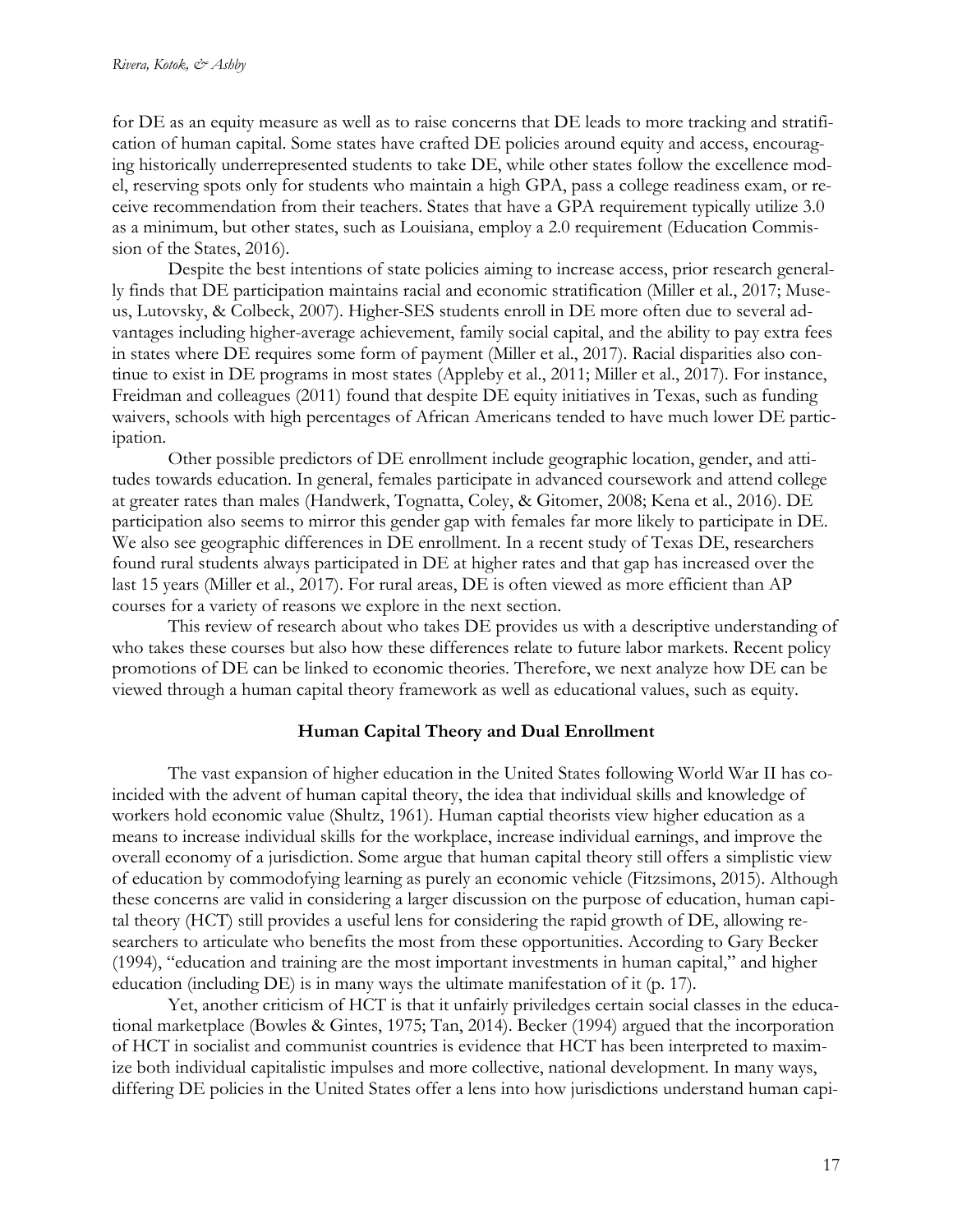for DE as an equity measure as well as to raise concerns that DE leads to more tracking and stratification of human capital. Some states have crafted DE policies around equity and access, encouraging historically underrepresented students to take DE, while other states follow the excellence model, reserving spots only for students who maintain a high GPA, pass a college readiness exam, or receive recommendation from their teachers. States that have a GPA requirement typically utilize 3.0 as a minimum, but other states, such as Louisiana, employ a 2.0 requirement (Education Commission of the States, 2016).

Despite the best intentions of state policies aiming to increase access, prior research generally finds that DE participation maintains racial and economic stratification (Miller et al., 2017; Museus, Lutovsky, & Colbeck, 2007). Higher-SES students enroll in DE more often due to several advantages including higher-average achievement, family social capital, and the ability to pay extra fees in states where DE requires some form of payment (Miller et al., 2017). Racial disparities also continue to exist in DE programs in most states (Appleby et al., 2011; Miller et al., 2017). For instance, Freidman and colleagues (2011) found that despite DE equity initiatives in Texas, such as funding waivers, schools with high percentages of African Americans tended to have much lower DE participation.

Other possible predictors of DE enrollment include geographic location, gender, and attitudes towards education. In general, females participate in advanced coursework and attend college at greater rates than males (Handwerk, Tognatta, Coley, & Gitomer, 2008; Kena et al., 2016). DE participation also seems to mirror this gender gap with females far more likely to participate in DE. We also see geographic differences in DE enrollment. In a recent study of Texas DE, researchers found rural students always participated in DE at higher rates and that gap has increased over the last 15 years (Miller et al., 2017). For rural areas, DE is often viewed as more efficient than AP courses for a variety of reasons we explore in the next section.

This review of research about who takes DE provides us with a descriptive understanding of who takes these courses but also how these differences relate to future labor markets. Recent policy promotions of DE can be linked to economic theories. Therefore, we next analyze how DE can be viewed through a human capital theory framework as well as educational values, such as equity.

## Human Capital Theory and Dual Enrollment

The vast expansion of higher education in the United States following World War II has coincided with the advent of human capital theory, the idea that individual skills and knowledge of workers hold economic value (Shultz, 1961). Human captial theorists view higher education as a means to increase individual skills for the workplace, increase individual earnings, and improve the overall economy of a jurisdiction. Some argue that human capital theory still offers a simplistic view of education by commodofying learning as purely an economic vehicle (Fitzsimons, 2015). Although these concerns are valid in considering a larger discussion on the purpose of education, human capital theory (HCT) still provides a useful lens for considering the rapid growth of DE, allowing researchers to articulate who benefits the most from these opportunities. According to Gary Becker (1994), "education and training are the most important investments in human capital," and higher education (including DE) is in many ways the ultimate manifestation of it (p. 17).

Yet, another criticism of HCT is that it unfairly priviledges certain social classes in the educational marketplace (Bowles & Gintes, 1975; Tan, 2014). Becker (1994) argued that the incorporation of HCT in socialist and communist countries is evidence that HCT has been interpreted to maximize both individual capitalistic impulses and more collective, national development. In many ways, differing DE policies in the United States offer a lens into how jurisdictions understand human capi-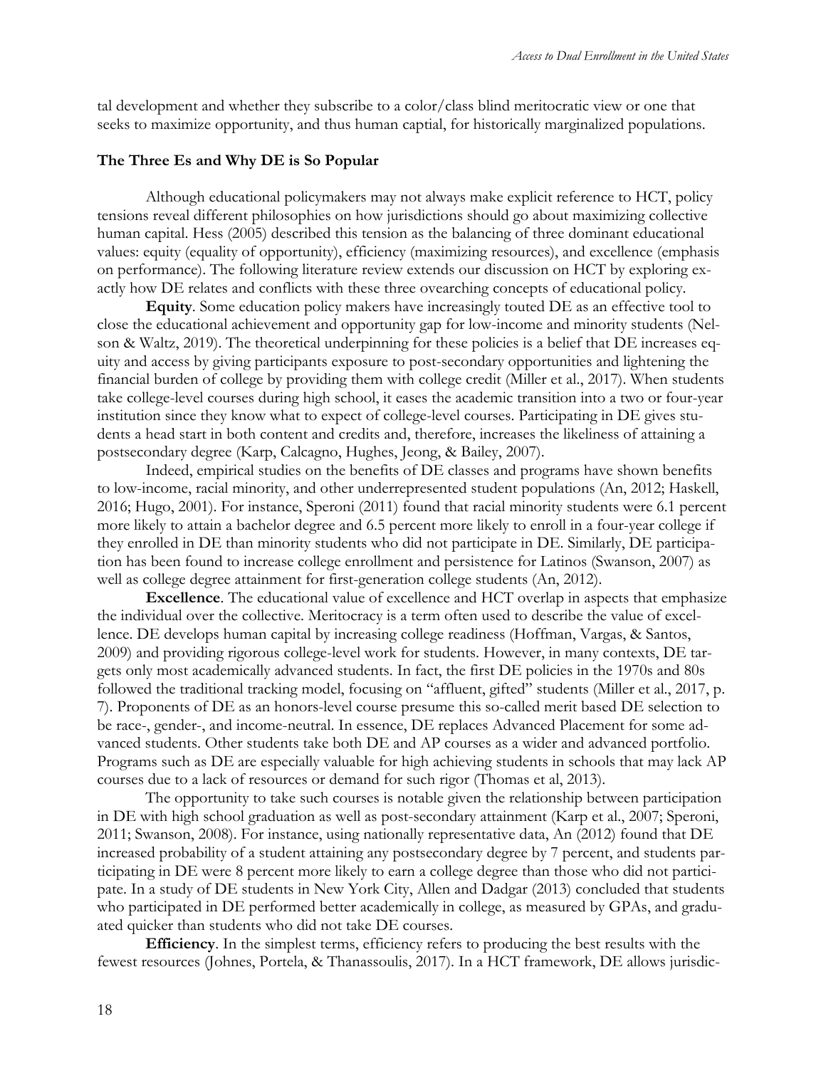tal development and whether they subscribe to a color/class blind meritocratic view or one that seeks to maximize opportunity, and thus human captial, for historically marginalized populations.

### The Three Es and Why DE is So Popular

Although educational policymakers may not always make explicit reference to HCT, policy tensions reveal different philosophies on how jurisdictions should go about maximizing collective human capital. Hess (2005) described this tension as the balancing of three dominant educational values: equity (equality of opportunity), efficiency (maximizing resources), and excellence (emphasis on performance). The following literature review extends our discussion on HCT by exploring exactly how DE relates and conflicts with these three ovearching concepts of educational policy.

**Equity**. Some education policy makers have increasingly touted DE as an effective tool to close the educational achievement and opportunity gap for low-income and minority students (Nelson & Waltz, 2019). The theoretical underpinning for these policies is a belief that DE increases equity and access by giving participants exposure to post-secondary opportunities and lightening the financial burden of college by providing them with college credit (Miller et al., 2017). When students take college-level courses during high school, it eases the academic transition into a two or four-year institution since they know what to expect of college-level courses. Participating in DE gives students a head start in both content and credits and, therefore, increases the likeliness of attaining a postsecondary degree (Karp, Calcagno, Hughes, Jeong, & Bailey, 2007).

Indeed, empirical studies on the benefits of DE classes and programs have shown benefits to low-income, racial minority, and other underrepresented student populations (An, 2012; Haskell, 2016; Hugo, 2001). For instance, Speroni (2011) found that racial minority students were 6.1 percent more likely to attain a bachelor degree and 6.5 percent more likely to enroll in a four-year college if they enrolled in DE than minority students who did not participate in DE. Similarly, DE participation has been found to increase college enrollment and persistence for Latinos (Swanson, 2007) as well as college degree attainment for first-generation college students (An, 2012).

**Excellence**. The educational value of excellence and HCT overlap in aspects that emphasize the individual over the collective. Meritocracy is a term often used to describe the value of excellence. DE develops human capital by increasing college readiness (Hoffman, Vargas, & Santos, 2009) and providing rigorous college-level work for students. However, in many contexts, DE targets only most academically advanced students. In fact, the first DE policies in the 1970s and 80s followed the traditional tracking model, focusing on "affluent, gifted" students (Miller et al., 2017, p. 7). Proponents of DE as an honors-level course presume this so-called merit based DE selection to be race-, gender-, and income-neutral. In essence, DE replaces Advanced Placement for some advanced students. Other students take both DE and AP courses as a wider and advanced portfolio. Programs such as DE are especially valuable for high achieving students in schools that may lack AP courses due to a lack of resources or demand for such rigor (Thomas et al, 2013).

The opportunity to take such courses is notable given the relationship between participation in DE with high school graduation as well as post-secondary attainment (Karp et al., 2007; Speroni, 2011; Swanson, 2008). For instance, using nationally representative data, An (2012) found that DE increased probability of a student attaining any postsecondary degree by 7 percent, and students participating in DE were 8 percent more likely to earn a college degree than those who did not participate. In a study of DE students in New York City, Allen and Dadgar (2013) concluded that students who participated in DE performed better academically in college, as measured by GPAs, and graduated quicker than students who did not take DE courses.

**Efficiency**. In the simplest terms, efficiency refers to producing the best results with the fewest resources (Johnes, Portela, & Thanassoulis, 2017). In a HCT framework, DE allows jurisdic-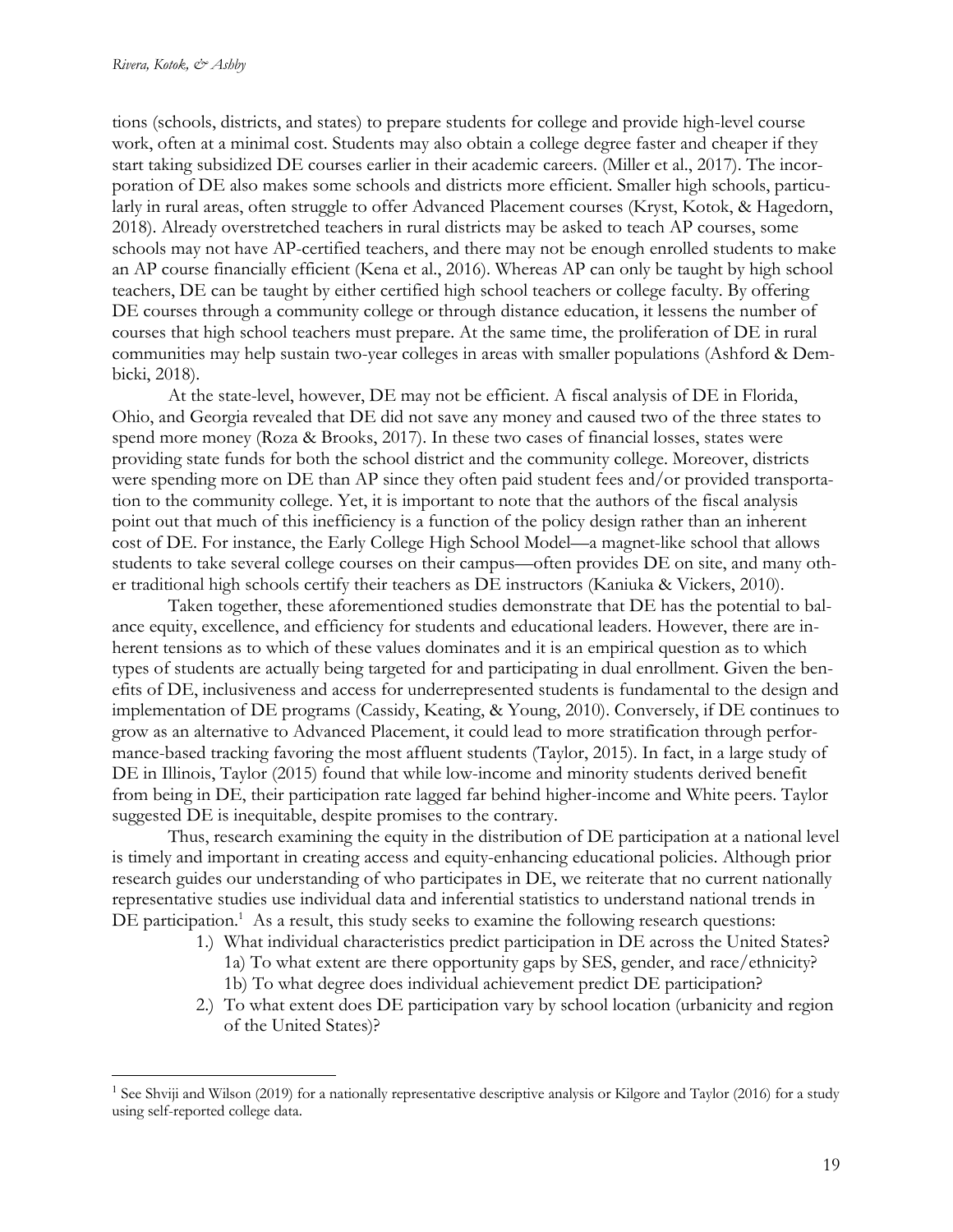tions (schools, districts, and states) to prepare students for college and provide high-level course work, often at a minimal cost. Students may also obtain a college degree faster and cheaper if they start taking subsidized DE courses earlier in their academic careers. (Miller et al., 2017). The incorporation of DE also makes some schools and districts more efficient. Smaller high schools, particularly in rural areas, often struggle to offer Advanced Placement courses (Kryst, Kotok, & Hagedorn, 2018). Already overstretched teachers in rural districts may be asked to teach AP courses, some schools may not have AP-certified teachers, and there may not be enough enrolled students to make an AP course financially efficient (Kena et al., 2016). Whereas AP can only be taught by high school teachers, DE can be taught by either certified high school teachers or college faculty. By offering DE courses through a community college or through distance education, it lessens the number of courses that high school teachers must prepare. At the same time, the proliferation of DE in rural communities may help sustain two-year colleges in areas with smaller populations (Ashford & Dembicki, 2018).

At the state-level, however, DE may not be efficient. A fiscal analysis of DE in Florida, Ohio, and Georgia revealed that DE did not save any money and caused two of the three states to spend more money (Roza & Brooks, 2017). In these two cases of financial losses, states were providing state funds for both the school district and the community college. Moreover, districts were spending more on DE than AP since they often paid student fees and/or provided transportation to the community college. Yet, it is important to note that the authors of the fiscal analysis point out that much of this inefficiency is a function of the policy design rather than an inherent cost of DE. For instance, the Early College High School Model—a magnet-like school that allows students to take several college courses on their campus—often provides DE on site, and many other traditional high schools certify their teachers as DE instructors (Kaniuka & Vickers, 2010).

Taken together, these aforementioned studies demonstrate that DE has the potential to balance equity, excellence, and efficiency for students and educational leaders. However, there are inherent tensions as to which of these values dominates and it is an empirical question as to which types of students are actually being targeted for and participating in dual enrollment. Given the benefits of DE, inclusiveness and access for underrepresented students is fundamental to the design and implementation of DE programs (Cassidy, Keating, & Young, 2010). Conversely, if DE continues to grow as an alternative to Advanced Placement, it could lead to more stratification through performance-based tracking favoring the most affluent students (Taylor, 2015). In fact, in a large study of DE in Illinois, Taylor (2015) found that while low-income and minority students derived benefit from being in DE, their participation rate lagged far behind higher-income and White peers. Taylor suggested DE is inequitable, despite promises to the contrary.

Thus, research examining the equity in the distribution of DE participation at a national level is timely and important in creating access and equity-enhancing educational policies. Although prior research guides our understanding of who participates in DE, we reiterate that no current nationally representative studies use individual data and inferential statistics to understand national trends in DE participation.[1] As a result, this study seeks to examine the following research questions:

1.) What individual characteristics predict participation in DE across the United States?
   1a) To what extent are there opportunity gaps by SES, gender, and race/ethnicity?
   1b) To what degree does individual achievement predict DE participation?
2.) To what extent does DE participation vary by school location (urbanicity and region of the United States)?

[1] See Shviji and Wilson (2019) for a nationally representative descriptive analysis or Kilgore and Taylor (2016) for a study using self-reported college data.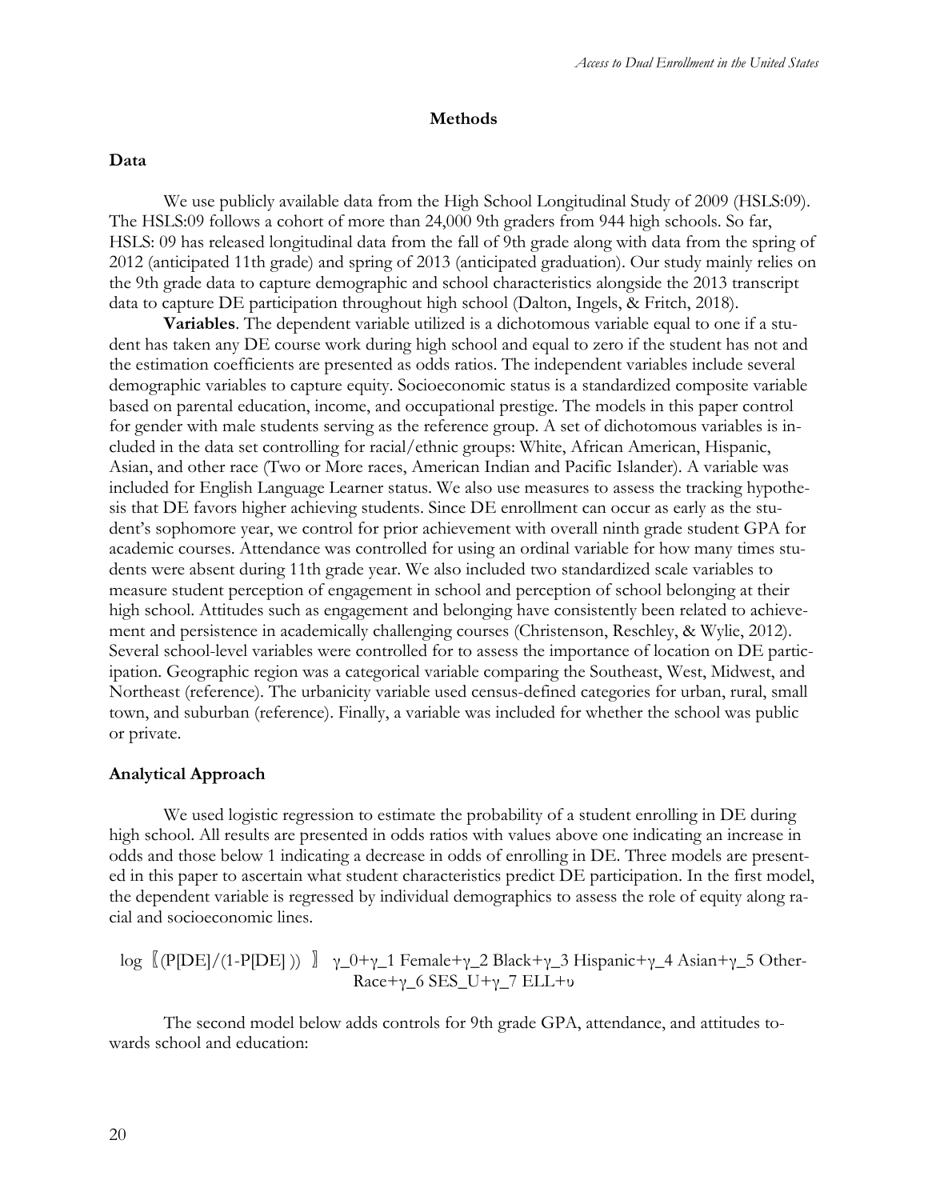## Methods

### Data

We use publicly available data from the High School Longitudinal Study of 2009 (HSLS:09). The HSLS:09 follows a cohort of more than 24,000 9th graders from 944 high schools. So far, HSLS: 09 has released longitudinal data from the fall of 9th grade along with data from the spring of 2012 (anticipated 11th grade) and spring of 2013 (anticipated graduation). Our study mainly relies on the 9th grade data to capture demographic and school characteristics alongside the 2013 transcript data to capture DE participation throughout high school (Dalton, Ingels, & Fritch, 2018).

**Variables**. The dependent variable utilized is a dichotomous variable equal to one if a student has taken any DE course work during high school and equal to zero if the student has not and the estimation coefficients are presented as odds ratios. The independent variables include several demographic variables to capture equity. Socioeconomic status is a standardized composite variable based on parental education, income, and occupational prestige. The models in this paper control for gender with male students serving as the reference group. A set of dichotomous variables is included in the data set controlling for racial/ethnic groups: White, African American, Hispanic, Asian, and other race (Two or More races, American Indian and Pacific Islander). A variable was included for English Language Learner status. We also use measures to assess the tracking hypothesis that DE favors higher achieving students. Since DE enrollment can occur as early as the student's sophomore year, we control for prior achievement with overall ninth grade student GPA for academic courses. Attendance was controlled for using an ordinal variable for how many times students were absent during 11th grade year. We also included two standardized scale variables to measure student perception of engagement in school and perception of school belonging at their high school. Attitudes such as engagement and belonging have consistently been related to achievement and persistence in academically challenging courses (Christenson, Reschley, & Wylie, 2012). Several school-level variables were controlled for to assess the importance of location on DE participation. Geographic region was a categorical variable comparing the Southeast, West, Midwest, and Northeast (reference). The urbanicity variable used census-defined categories for urban, rural, small town, and suburban (reference). Finally, a variable was included for whether the school was public or private.

### Analytical Approach

We used logistic regression to estimate the probability of a student enrolling in DE during high school. All results are presented in odds ratios with values above one indicating an increase in odds and those below 1 indicating a decrease in odds of enrolling in DE. Three models are presented in this paper to ascertain what student characteristics predict DE participation. In the first model, the dependent variable is regressed by individual demographics to assess the role of equity along racial and socioeconomic lines.

$$\log \left[ \frac{P[DE]}{1-P[DE]} \right] = \gamma_0+\gamma_1 \text{Female}+\gamma_2 \text{Black}+\gamma_3 \text{Hispanic}+\gamma_4 \text{Asian}+\gamma_5 \text{OtherRace}+\gamma_6 \text{SES\_U}+\gamma_7 \text{ELL}+\upsilon$$

The second model below adds controls for 9th grade GPA, attendance, and attitudes towards school and education: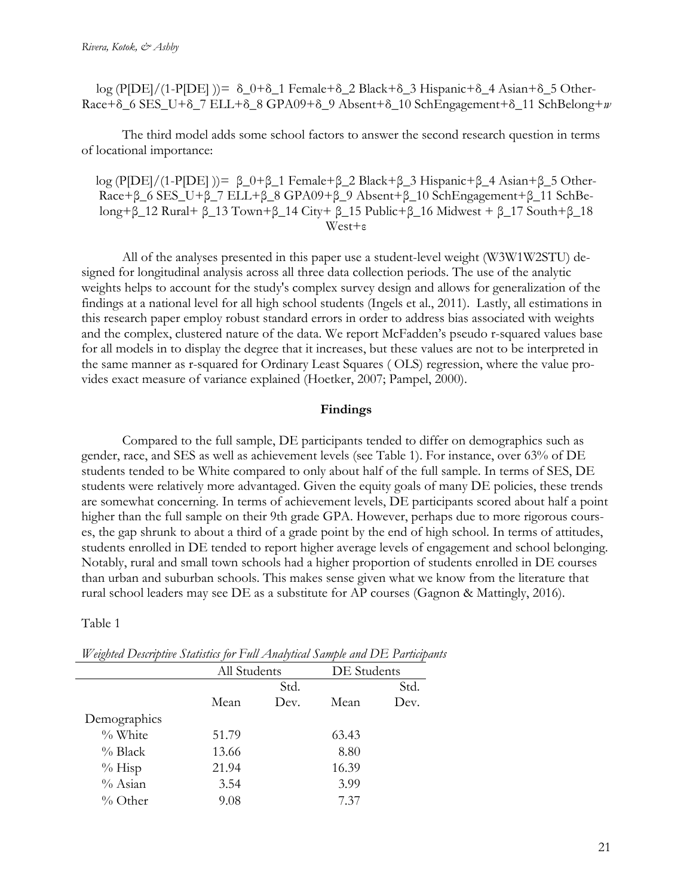$$\log\left(P[DE]/(1-P[DE])\right) = \delta_0+\delta_1 \text{ Female}+\delta_2 \text{ Black}+\delta_3 \text{ Hispanic}+\delta_4 \text{ Asian}+\delta_5 \text{ Other-Race}+\delta_6 \text{ SES\_U}+\delta_7 \text{ ELL}+\delta_8 \text{ GPA09}+\delta_9 \text{ Absent}+\delta_{10} \text{ SchEngagement}+\delta_{11} \text{ SchBelong}+w$$

The third model adds some school factors to answer the second research question in terms of locational importance:

$$\log\left(P[DE]/(1-P[DE])\right) = \beta_0+\beta_1 \text{ Female}+\beta_2 \text{ Black}+\beta_3 \text{ Hispanic}+\beta_4 \text{ Asian}+\beta_5 \text{ Other-Race}+\beta_6 \text{ SES\_U}+\beta_7 \text{ ELL}+\beta_8 \text{ GPA09}+\beta_9 \text{ Absent}+\beta_{10} \text{ SchEngagement}+\beta_{11} \text{ SchBelong}+\beta_{12} \text{ Rural}+\beta_{13} \text{ Town}+\beta_{14} \text{ City}+\beta_{15} \text{ Public}+\beta_{16} \text{ Midwest}+\beta_{17} \text{ South}+\beta_{18} \text{ West}+\varepsilon$$

All of the analyses presented in this paper use a student-level weight (W3W1W2STU) designed for longitudinal analysis across all three data collection periods. The use of the analytic weights helps to account for the study's complex survey design and allows for generalization of the findings at a national level for all high school students (Ingels et al., 2011). Lastly, all estimations in this research paper employ robust standard errors in order to address bias associated with weights and the complex, clustered nature of the data. We report McFadden's pseudo r-squared values base for all models in to display the degree that it increases, but these values are not to be interpreted in the same manner as r-squared for Ordinary Least Squares ( OLS) regression, where the value provides exact measure of variance explained (Hoetker, 2007; Pampel, 2000).

## Findings

Compared to the full sample, DE participants tended to differ on demographics such as gender, race, and SES as well as achievement levels (see Table 1). For instance, over 63% of DE students tended to be White compared to only about half of the full sample. In terms of SES, DE students were relatively more advantaged. Given the equity goals of many DE policies, these trends are somewhat concerning. In terms of achievement levels, DE participants scored about half a point higher than the full sample on their 9th grade GPA. However, perhaps due to more rigorous courses, the gap shrunk to about a third of a grade point by the end of high school. In terms of attitudes, students enrolled in DE tended to report higher average levels of engagement and school belonging. Notably, rural and small town schools had a higher proportion of students enrolled in DE courses than urban and suburban schools. This makes sense given what we know from the literature that rural school leaders may see DE as a substitute for AP courses (Gagnon & Mattingly, 2016).

Table 1

*Weighted Descriptive Statistics for Full Analytical Sample and DE Participants*

| | All Students | | DE Students | |
|---|---|---|---|---|
| | Mean | Std. Dev. | Mean | Std. Dev. |
| Demographics | | | | |
| % White | 51.79 | | 63.43 | |
| % Black | 13.66 | | 8.80 | |
| % Hisp | 21.94 | | 16.39 | |
| % Asian | 3.54 | | 3.99 | |
| % Other | 9.08 | | 7.37 | |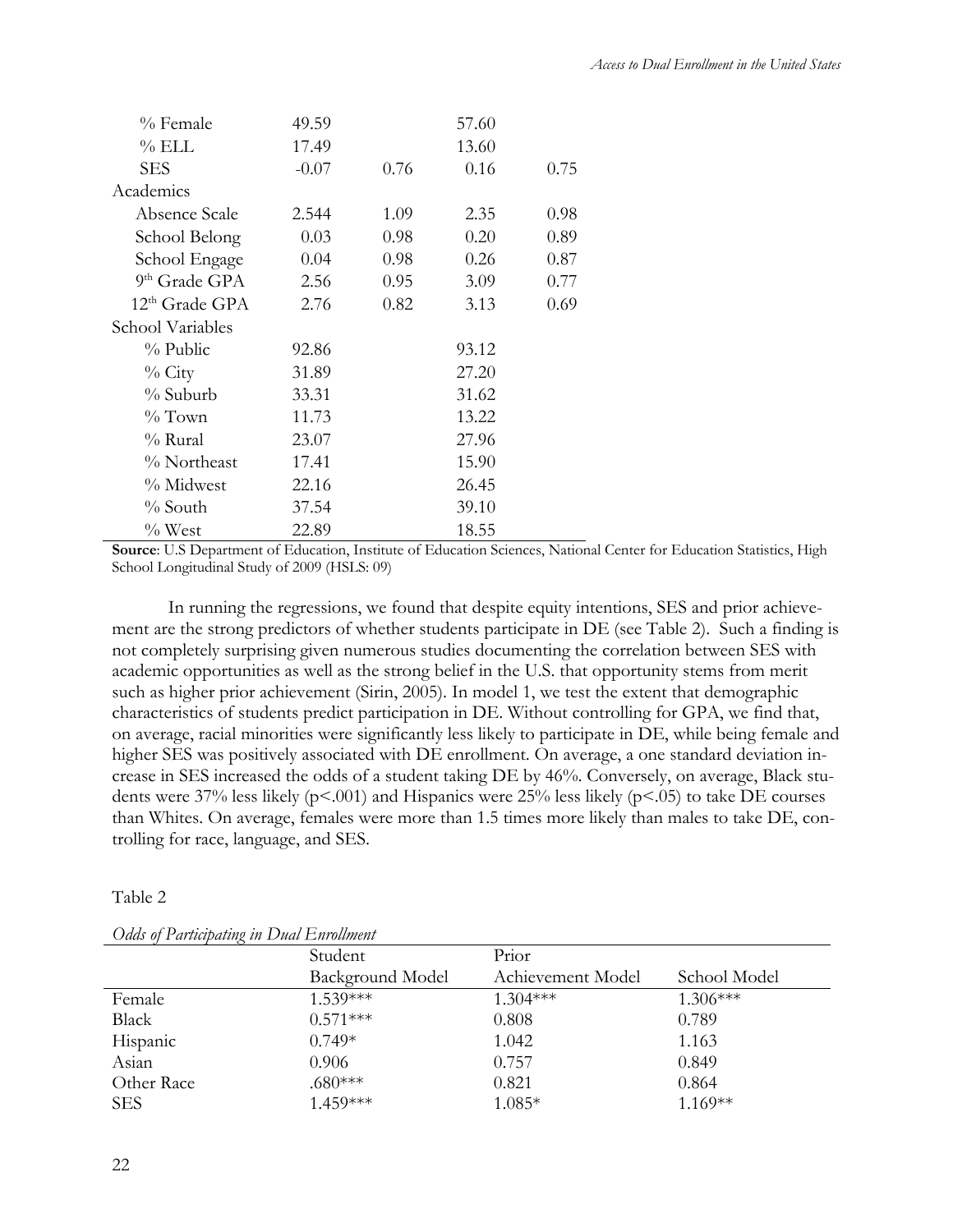| | | | | |
|---|---|---|---|---|
| % Female | 49.59 | | 57.60 | |
| % ELL | 17.49 | | 13.60 | |
| SES | -0.07 | 0.76 | 0.16 | 0.75 |
| Academics | | | | |
| Absence Scale | 2.544 | 1.09 | 2.35 | 0.98 |
| School Belong | 0.03 | 0.98 | 0.20 | 0.89 |
| School Engage | 0.04 | 0.98 | 0.26 | 0.87 |
| 9th Grade GPA | 2.56 | 0.95 | 3.09 | 0.77 |
| 12th Grade GPA | 2.76 | 0.82 | 3.13 | 0.69 |
| School Variables | | | | |
| % Public | 92.86 | | 93.12 | |
| % City | 31.89 | | 27.20 | |
| % Suburb | 33.31 | | 31.62 | |
| % Town | 11.73 | | 13.22 | |
| % Rural | 23.07 | | 27.96 | |
| % Northeast | 17.41 | | 15.90 | |
| % Midwest | 22.16 | | 26.45 | |
| % South | 37.54 | | 39.10 | |
| % West | 22.89 | | 18.55 | |

**Source**: U.S Department of Education, Institute of Education Sciences, National Center for Education Statistics, High School Longitudinal Study of 2009 (HSLS: 09)

In running the regressions, we found that despite equity intentions, SES and prior achievement are the strong predictors of whether students participate in DE (see Table 2). Such a finding is not completely surprising given numerous studies documenting the correlation between SES with academic opportunities as well as the strong belief in the U.S. that opportunity stems from merit such as higher prior achievement (Sirin, 2005). In model 1, we test the extent that demographic characteristics of students predict participation in DE. Without controlling for GPA, we find that, on average, racial minorities were significantly less likely to participate in DE, while being female and higher SES was positively associated with DE enrollment. On average, a one standard deviation increase in SES increased the odds of a student taking DE by 46%. Conversely, on average, Black students were 37% less likely ($p<.001$) and Hispanics were 25% less likely ($p<.05$) to take DE courses than Whites. On average, females were more than 1.5 times more likely than males to take DE, controlling for race, language, and SES.

Table 2

*Odds of Participating in Dual Enrollment*

| | Student Background Model | Prior Achievement Model | School Model |
|---|---|---|---|
| Female | 1.539*** | 1.304*** | 1.306*** |
| Black | 0.571*** | 0.808 | 0.789 |
| Hispanic | 0.749* | 1.042 | 1.163 |
| Asian | 0.906 | 0.757 | 0.849 |
| Other Race | .680*** | 0.821 | 0.864 |
| SES | 1.459*** | 1.085* | 1.169** |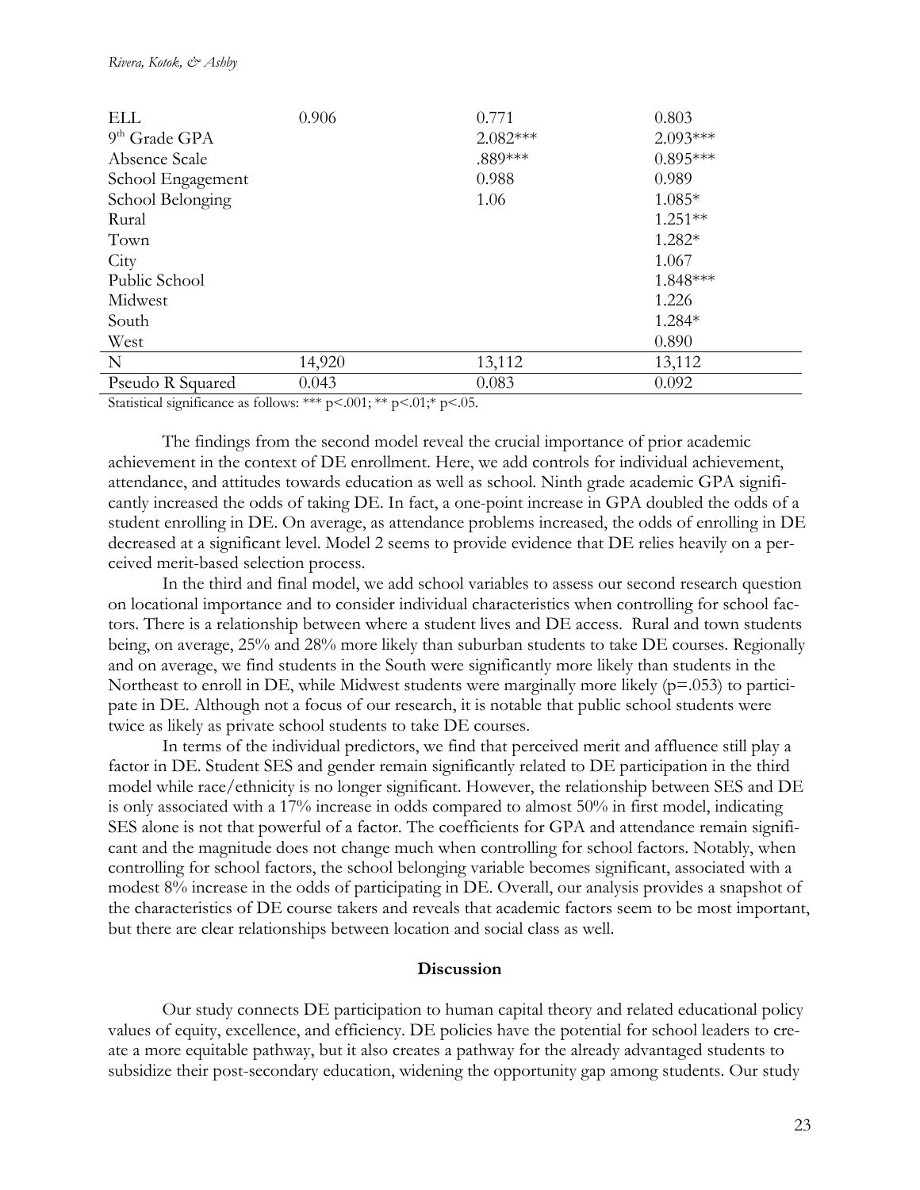| | | | |
|---|---|---|---|
| ELL | 0.906 | 0.771 | 0.803 |
| 9th Grade GPA | | 2.082*** | 2.093*** |
| Absence Scale | | .889*** | 0.895*** |
| School Engagement | | 0.988 | 0.989 |
| School Belonging | | 1.06 | 1.085* |
| Rural | | | 1.251** |
| Town | | | 1.282* |
| City | | | 1.067 |
| Public School | | | 1.848*** |
| Midwest | | | 1.226 |
| South | | | 1.284* |
| West | | | 0.890 |
| N | 14,920 | 13,112 | 13,112 |
| Pseudo R Squared | 0.043 | 0.083 | 0.092 |

Statistical significance as follows: *** $p<.001$; ** $p<.01$; * $p<.05$.

The findings from the second model reveal the crucial importance of prior academic achievement in the context of DE enrollment. Here, we add controls for individual achievement, attendance, and attitudes towards education as well as school. Ninth grade academic GPA significantly increased the odds of taking DE. In fact, a one-point increase in GPA doubled the odds of a student enrolling in DE. On average, as attendance problems increased, the odds of enrolling in DE decreased at a significant level. Model 2 seems to provide evidence that DE relies heavily on a perceived merit-based selection process.

In the third and final model, we add school variables to assess our second research question on locational importance and to consider individual characteristics when controlling for school factors. There is a relationship between where a student lives and DE access. Rural and town students being, on average, 25% and 28% more likely than suburban students to take DE courses. Regionally and on average, we find students in the South were significantly more likely than students in the Northeast to enroll in DE, while Midwest students were marginally more likely ($p=.053$) to participate in DE. Although not a focus of our research, it is notable that public school students were twice as likely as private school students to take DE courses.

In terms of the individual predictors, we find that perceived merit and affluence still play a factor in DE. Student SES and gender remain significantly related to DE participation in the third model while race/ethnicity is no longer significant. However, the relationship between SES and DE is only associated with a 17% increase in odds compared to almost 50% in first model, indicating SES alone is not that powerful of a factor. The coefficients for GPA and attendance remain significant and the magnitude does not change much when controlling for school factors. Notably, when controlling for school factors, the school belonging variable becomes significant, associated with a modest 8% increase in the odds of participating in DE. Overall, our analysis provides a snapshot of the characteristics of DE course takers and reveals that academic factors seem to be most important, but there are clear relationships between location and social class as well.

## Discussion

Our study connects DE participation to human capital theory and related educational policy values of equity, excellence, and efficiency. DE policies have the potential for school leaders to create a more equitable pathway, but it also creates a pathway for the already advantaged students to subsidize their post-secondary education, widening the opportunity gap among students. Our study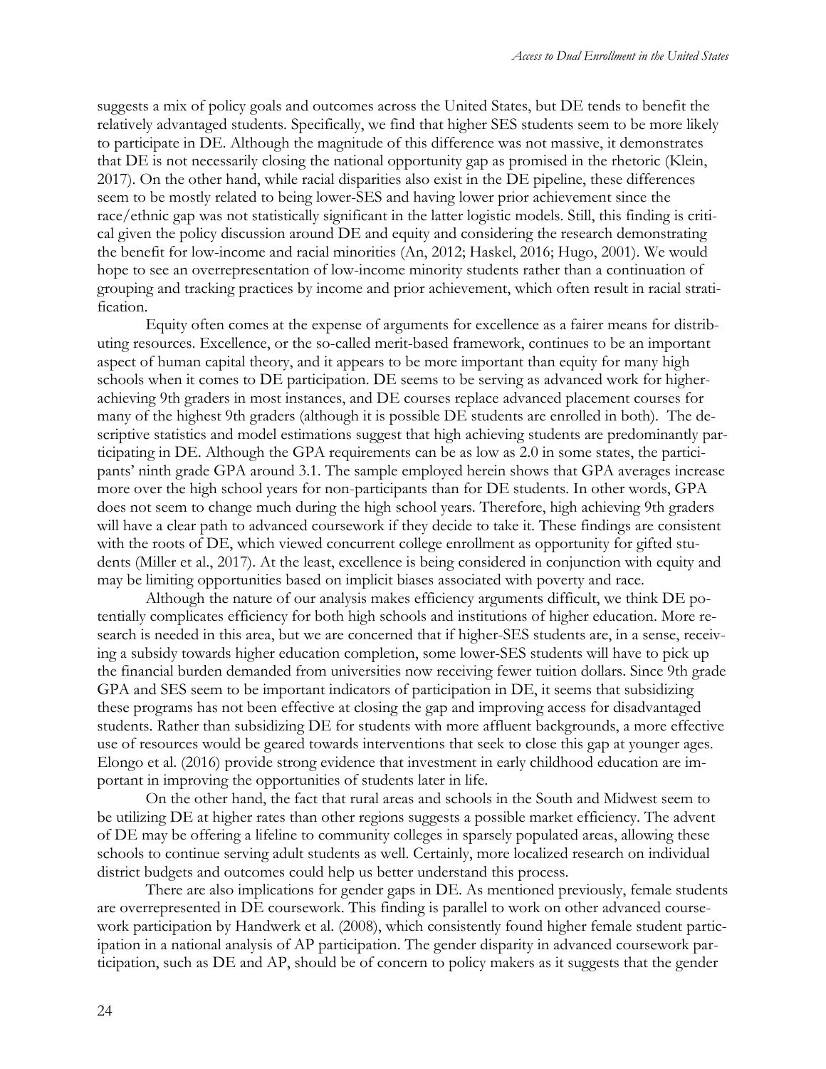suggests a mix of policy goals and outcomes across the United States, but DE tends to benefit the relatively advantaged students. Specifically, we find that higher SES students seem to be more likely to participate in DE. Although the magnitude of this difference was not massive, it demonstrates that DE is not necessarily closing the national opportunity gap as promised in the rhetoric (Klein, 2017). On the other hand, while racial disparities also exist in the DE pipeline, these differences seem to be mostly related to being lower-SES and having lower prior achievement since the race/ethnic gap was not statistically significant in the latter logistic models. Still, this finding is critical given the policy discussion around DE and equity and considering the research demonstrating the benefit for low-income and racial minorities (An, 2012; Haskel, 2016; Hugo, 2001). We would hope to see an overrepresentation of low-income minority students rather than a continuation of grouping and tracking practices by income and prior achievement, which often result in racial stratification.

Equity often comes at the expense of arguments for excellence as a fairer means for distributing resources. Excellence, or the so-called merit-based framework, continues to be an important aspect of human capital theory, and it appears to be more important than equity for many high schools when it comes to DE participation. DE seems to be serving as advanced work for higher-achieving 9th graders in most instances, and DE courses replace advanced placement courses for many of the highest 9th graders (although it is possible DE students are enrolled in both). The descriptive statistics and model estimations suggest that high achieving students are predominantly participating in DE. Although the GPA requirements can be as low as 2.0 in some states, the participants' ninth grade GPA around 3.1. The sample employed herein shows that GPA averages increase more over the high school years for non-participants than for DE students. In other words, GPA does not seem to change much during the high school years. Therefore, high achieving 9th graders will have a clear path to advanced coursework if they decide to take it. These findings are consistent with the roots of DE, which viewed concurrent college enrollment as opportunity for gifted students (Miller et al., 2017). At the least, excellence is being considered in conjunction with equity and may be limiting opportunities based on implicit biases associated with poverty and race.

Although the nature of our analysis makes efficiency arguments difficult, we think DE potentially complicates efficiency for both high schools and institutions of higher education. More research is needed in this area, but we are concerned that if higher-SES students are, in a sense, receiving a subsidy towards higher education completion, some lower-SES students will have to pick up the financial burden demanded from universities now receiving fewer tuition dollars. Since 9th grade GPA and SES seem to be important indicators of participation in DE, it seems that subsidizing these programs has not been effective at closing the gap and improving access for disadvantaged students. Rather than subsidizing DE for students with more affluent backgrounds, a more effective use of resources would be geared towards interventions that seek to close this gap at younger ages. Elongo et al. (2016) provide strong evidence that investment in early childhood education are important in improving the opportunities of students later in life.

On the other hand, the fact that rural areas and schools in the South and Midwest seem to be utilizing DE at higher rates than other regions suggests a possible market efficiency. The advent of DE may be offering a lifeline to community colleges in sparsely populated areas, allowing these schools to continue serving adult students as well. Certainly, more localized research on individual district budgets and outcomes could help us better understand this process.

There are also implications for gender gaps in DE. As mentioned previously, female students are overrepresented in DE coursework. This finding is parallel to work on other advanced coursework participation by Handwerk et al. (2008), which consistently found higher female student participation in a national analysis of AP participation. The gender disparity in advanced coursework participation, such as DE and AP, should be of concern to policy makers as it suggests that the gender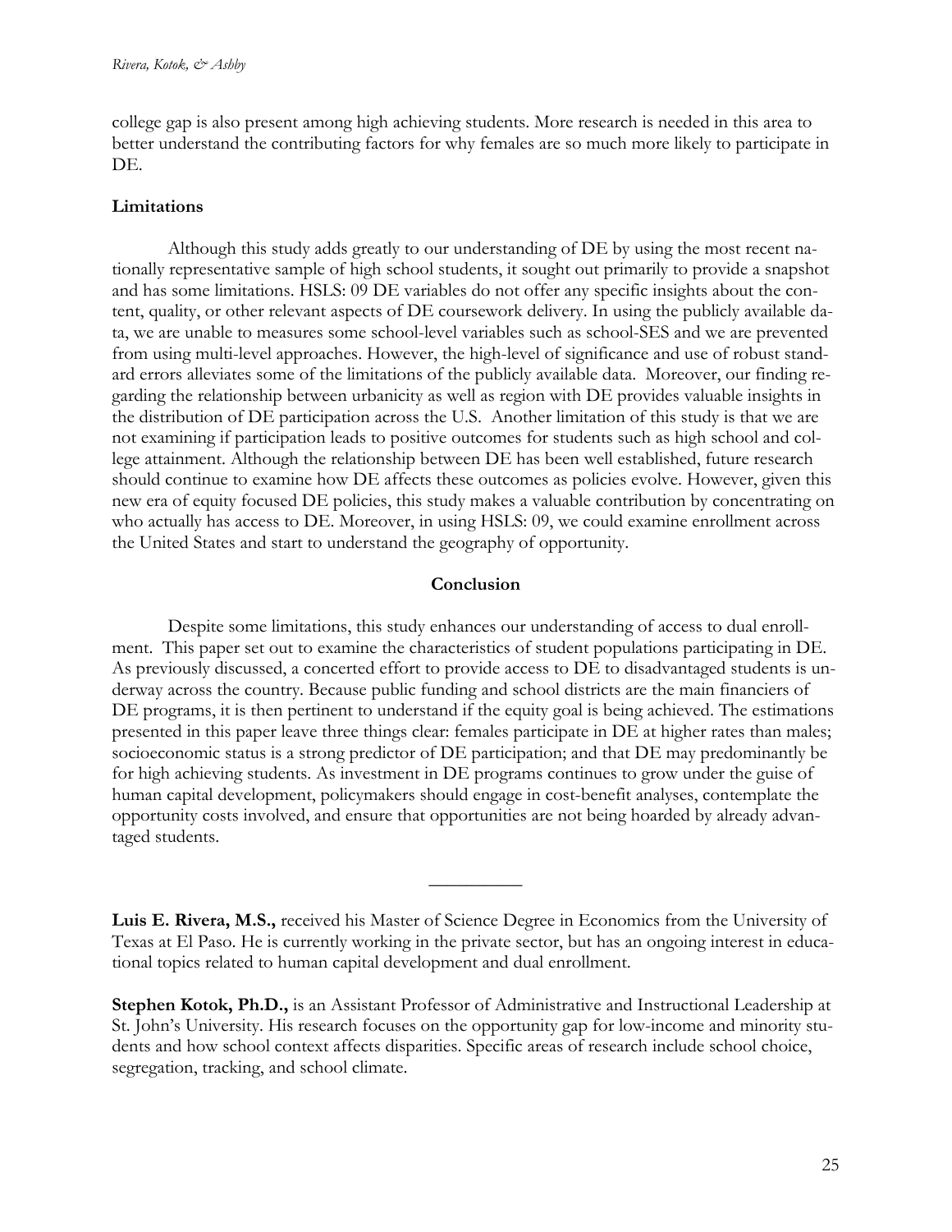college gap is also present among high achieving students. More research is needed in this area to better understand the contributing factors for why females are so much more likely to participate in DE.

**Limitations**

Although this study adds greatly to our understanding of DE by using the most recent nationally representative sample of high school students, it sought out primarily to provide a snapshot and has some limitations. HSLS: 09 DE variables do not offer any specific insights about the content, quality, or other relevant aspects of DE coursework delivery. In using the publicly available data, we are unable to measures some school-level variables such as school-SES and we are prevented from using multi-level approaches. However, the high-level of significance and use of robust standard errors alleviates some of the limitations of the publicly available data. Moreover, our finding regarding the relationship between urbanicity as well as region with DE provides valuable insights in the distribution of DE participation across the U.S. Another limitation of this study is that we are not examining if participation leads to positive outcomes for students such as high school and college attainment. Although the relationship between DE has been well established, future research should continue to examine how DE affects these outcomes as policies evolve. However, given this new era of equity focused DE policies, this study makes a valuable contribution by concentrating on who actually has access to DE. Moreover, in using HSLS: 09, we could examine enrollment across the United States and start to understand the geography of opportunity.

## Conclusion

Despite some limitations, this study enhances our understanding of access to dual enrollment. This paper set out to examine the characteristics of student populations participating in DE. As previously discussed, a concerted effort to provide access to DE to disadvantaged students is underway across the country. Because public funding and school districts are the main financiers of DE programs, it is then pertinent to understand if the equity goal is being achieved. The estimations presented in this paper leave three things clear: females participate in DE at higher rates than males; socioeconomic status is a strong predictor of DE participation; and that DE may predominantly be for high achieving students. As investment in DE programs continues to grow under the guise of human capital development, policymakers should engage in cost-benefit analyses, contemplate the opportunity costs involved, and ensure that opportunities are not being hoarded by already advantaged students.

---

**Luis E. Rivera, M.S.,** received his Master of Science Degree in Economics from the University of Texas at El Paso. He is currently working in the private sector, but has an ongoing interest in educational topics related to human capital development and dual enrollment.

**Stephen Kotok, Ph.D.,** is an Assistant Professor of Administrative and Instructional Leadership at St. John's University. His research focuses on the opportunity gap for low-income and minority students and how school context affects disparities. Specific areas of research include school choice, segregation, tracking, and school climate.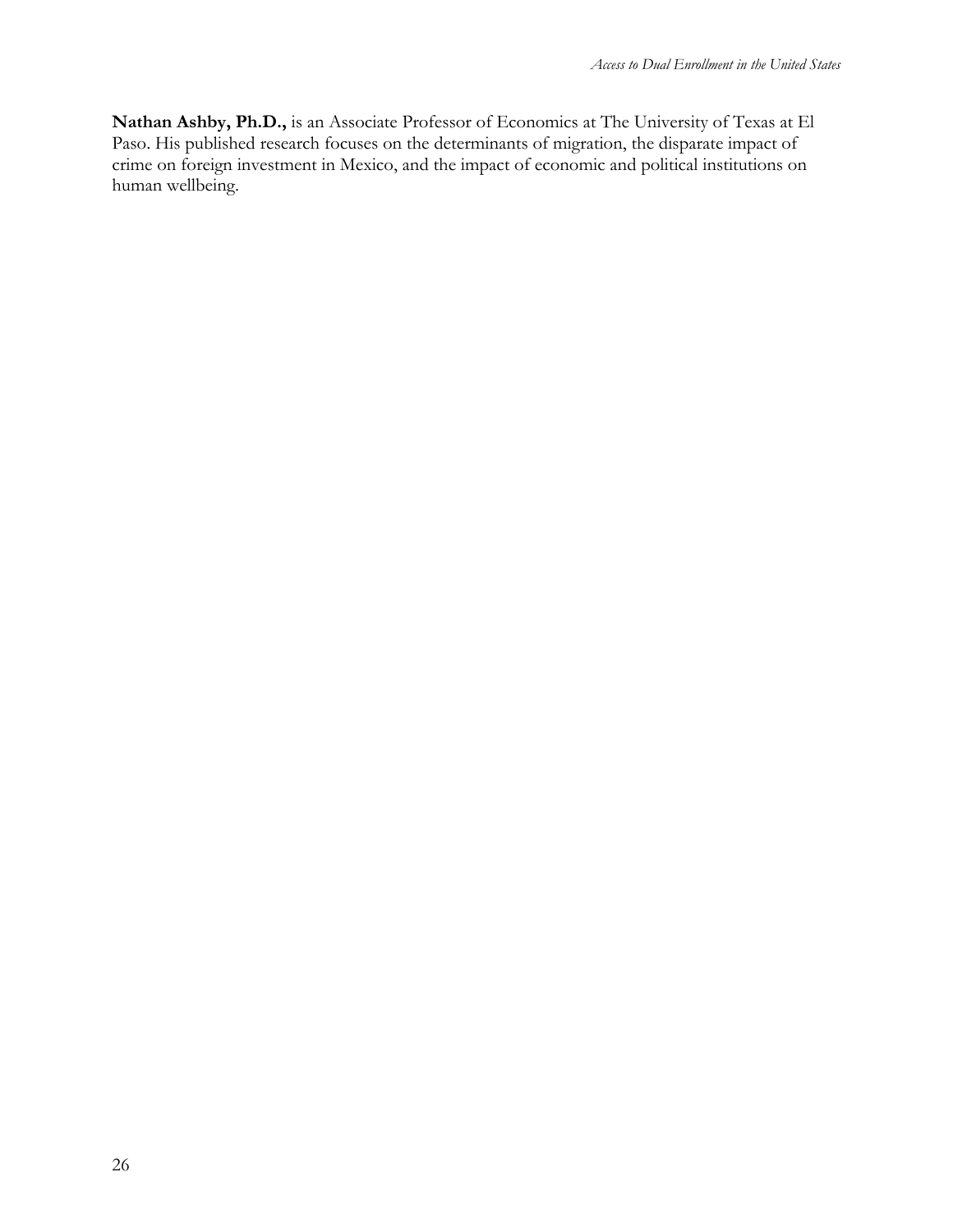**Nathan Ashby, Ph.D.,** is an Associate Professor of Economics at The University of Texas at El Paso. His published research focuses on the determinants of migration, the disparate impact of crime on foreign investment in Mexico, and the impact of economic and political institutions on human wellbeing.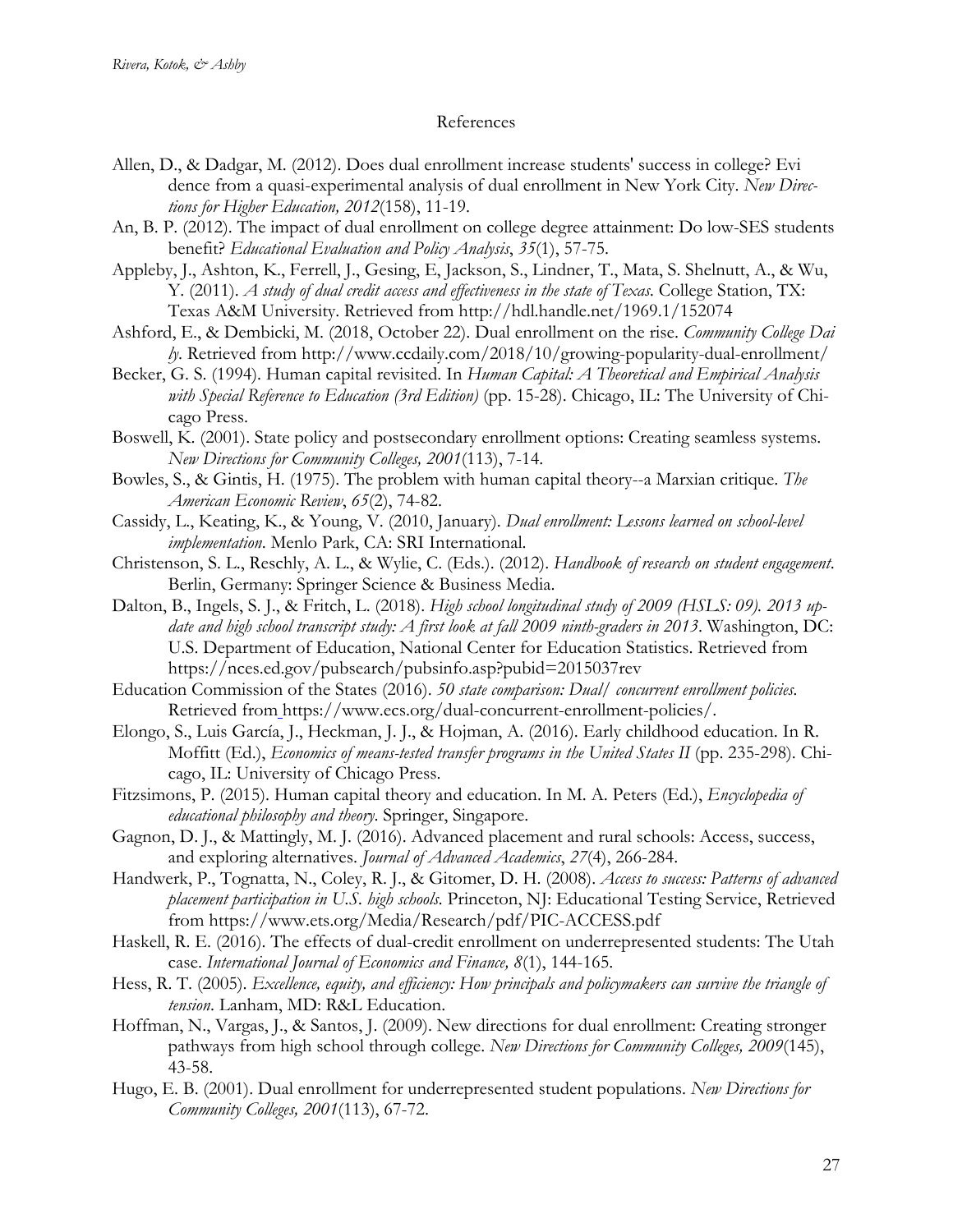# References

Allen, D., & Dadgar, M. (2012). Does dual enrollment increase students' success in college? Evidence from a quasi-experimental analysis of dual enrollment in New York City. *New Directions for Higher Education, 2012*(158), 11-19.

An, B. P. (2012). The impact of dual enrollment on college degree attainment: Do low-SES students benefit? *Educational Evaluation and Policy Analysis*, *35*(1), 57-75.

Appleby, J., Ashton, K., Ferrell, J., Gesing, E, Jackson, S., Lindner, T., Mata, S. Shelnutt, A., & Wu, Y. (2011). *A study of dual credit access and effectiveness in the state of Texas.* College Station, TX: Texas A&M University. Retrieved from http://hdl.handle.net/1969.1/152074

Ashford, E., & Dembicki, M. (2018, October 22). Dual enrollment on the rise. *Community College Daily*. Retrieved from http://www.ccdaily.com/2018/10/growing-popularity-dual-enrollment/

Becker, G. S. (1994). Human capital revisited. In *Human Capital: A Theoretical and Empirical Analysis with Special Reference to Education (3rd Edition)* (pp. 15-28). Chicago, IL: The University of Chicago Press.

Boswell, K. (2001). State policy and postsecondary enrollment options: Creating seamless systems. *New Directions for Community Colleges, 2001*(113), 7-14.

Bowles, S., & Gintis, H. (1975). The problem with human capital theory--a Marxian critique. *The American Economic Review*, *65*(2), 74-82.

Cassidy, L., Keating, K., & Young, V. (2010, January). *Dual enrollment: Lessons learned on school-level implementation*. Menlo Park, CA: SRI International.

Christenson, S. L., Reschly, A. L., & Wylie, C. (Eds.). (2012). *Handbook of research on student engagement*. Berlin, Germany: Springer Science & Business Media.

Dalton, B., Ingels, S. J., & Fritch, L. (2018). *High school longitudinal study of 2009 (HSLS: 09). 2013 update and high school transcript study: A first look at fall 2009 ninth-graders in 2013*. Washington, DC: U.S. Department of Education, National Center for Education Statistics. Retrieved from https://nces.ed.gov/pubsearch/pubsinfo.asp?pubid=2015037rev

Education Commission of the States (2016). *50 state comparison: Dual/ concurrent enrollment policies.* Retrieved from https://www.ecs.org/dual-concurrent-enrollment-policies/.

Elongo, S., Luis García, J., Heckman, J. J., & Hojman, A. (2016). Early childhood education. In R. Moffitt (Ed.), *Economics of means-tested transfer programs in the United States II* (pp. 235-298). Chicago, IL: University of Chicago Press.

Fitzsimons, P. (2015). Human capital theory and education. In M. A. Peters (Ed.), *Encyclopedia of educational philosophy and theory*. Springer, Singapore.

Gagnon, D. J., & Mattingly, M. J. (2016). Advanced placement and rural schools: Access, success, and exploring alternatives. *Journal of Advanced Academics*, *27*(4), 266-284.

Handwerk, P., Tognatta, N., Coley, R. J., & Gitomer, D. H. (2008). *Access to success: Patterns of advanced placement participation in U.S. high schools.* Princeton, NJ: Educational Testing Service, Retrieved from https://www.ets.org/Media/Research/pdf/PIC-ACCESS.pdf

Haskell, R. E. (2016). The effects of dual-credit enrollment on underrepresented students: The Utah case. *International Journal of Economics and Finance, 8*(1), 144-165.

Hess, R. T. (2005). *Excellence, equity, and efficiency: How principals and policymakers can survive the triangle of tension*. Lanham, MD: R&L Education.

Hoffman, N., Vargas, J., & Santos, J. (2009). New directions for dual enrollment: Creating stronger pathways from high school through college. *New Directions for Community Colleges, 2009*(145), 43-58.

Hugo, E. B. (2001). Dual enrollment for underrepresented student populations. *New Directions for Community Colleges, 2001*(113), 67-72.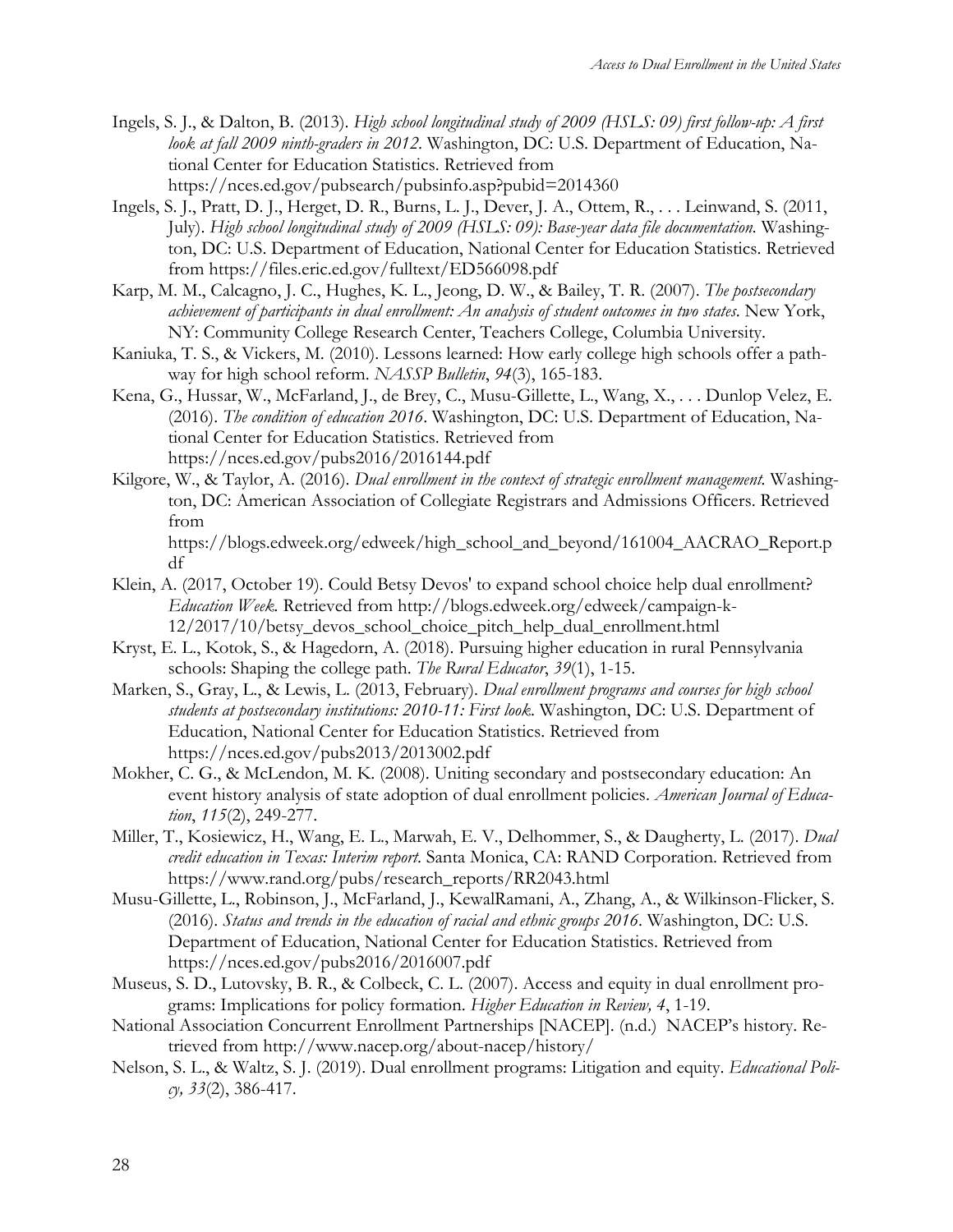Ingels, S. J., & Dalton, B. (2013). *High school longitudinal study of 2009 (HSLS: 09) first follow-up: A first look at fall 2009 ninth-graders in 2012*. Washington, DC: U.S. Department of Education, National Center for Education Statistics. Retrieved from https://nces.ed.gov/pubsearch/pubsinfo.asp?pubid=2014360

Ingels, S. J., Pratt, D. J., Herget, D. R., Burns, L. J., Dever, J. A., Ottem, R., . . . Leinwand, S. (2011, July). *High school longitudinal study of 2009 (HSLS: 09): Base-year data file documentation*. Washington, DC: U.S. Department of Education, National Center for Education Statistics. Retrieved from https://files.eric.ed.gov/fulltext/ED566098.pdf

Karp, M. M., Calcagno, J. C., Hughes, K. L., Jeong, D. W., & Bailey, T. R. (2007). *The postsecondary achievement of participants in dual enrollment: An analysis of student outcomes in two states*. New York, NY: Community College Research Center, Teachers College, Columbia University.

Kaniuka, T. S., & Vickers, M. (2010). Lessons learned: How early college high schools offer a pathway for high school reform. *NASSP Bulletin*, *94*(3), 165-183.

Kena, G., Hussar, W., McFarland, J., de Brey, C., Musu-Gillette, L., Wang, X., . . . Dunlop Velez, E. (2016). *The condition of education 2016*. Washington, DC: U.S. Department of Education, National Center for Education Statistics. Retrieved from https://nces.ed.gov/pubs2016/2016144.pdf

Kilgore, W., & Taylor, A. (2016). *Dual enrollment in the context of strategic enrollment management*. Washington, DC: American Association of Collegiate Registrars and Admissions Officers. Retrieved from https://blogs.edweek.org/edweek/high_school_and_beyond/161004_AACRAO_Report.pdf

Klein, A. (2017, October 19). Could Betsy Devos' to expand school choice help dual enrollment? *Education Week*. Retrieved from http://blogs.edweek.org/edweek/campaign-k-12/2017/10/betsy_devos_school_choice_pitch_help_dual_enrollment.html

Kryst, E. L., Kotok, S., & Hagedorn, A. (2018). Pursuing higher education in rural Pennsylvania schools: Shaping the college path. *The Rural Educator*, *39*(1), 1-15.

Marken, S., Gray, L., & Lewis, L. (2013, February). *Dual enrollment programs and courses for high school students at postsecondary institutions: 2010-11: First look*. Washington, DC: U.S. Department of Education, National Center for Education Statistics. Retrieved from https://nces.ed.gov/pubs2013/2013002.pdf

Mokher, C. G., & McLendon, M. K. (2008). Uniting secondary and postsecondary education: An event history analysis of state adoption of dual enrollment policies. *American Journal of Education*, *115*(2), 249-277.

Miller, T., Kosiewicz, H., Wang, E. L., Marwah, E. V., Delhommer, S., & Daugherty, L. (2017). *Dual credit education in Texas: Interim report*. Santa Monica, CA: RAND Corporation. Retrieved from https://www.rand.org/pubs/research_reports/RR2043.html

Musu-Gillette, L., Robinson, J., McFarland, J., KewalRamani, A., Zhang, A., & Wilkinson-Flicker, S. (2016). *Status and trends in the education of racial and ethnic groups 2016*. Washington, DC: U.S. Department of Education, National Center for Education Statistics. Retrieved from https://nces.ed.gov/pubs2016/2016007.pdf

Museus, S. D., Lutovsky, B. R., & Colbeck, C. L. (2007). Access and equity in dual enrollment programs: Implications for policy formation. *Higher Education in Review, 4*, 1-19.

National Association Concurrent Enrollment Partnerships [NACEP]. (n.d.) NACEP's history. Retrieved from http://www.nacep.org/about-nacep/history/

Nelson, S. L., & Waltz, S. J. (2019). Dual enrollment programs: Litigation and equity. *Educational Policy, 33*(2), 386-417.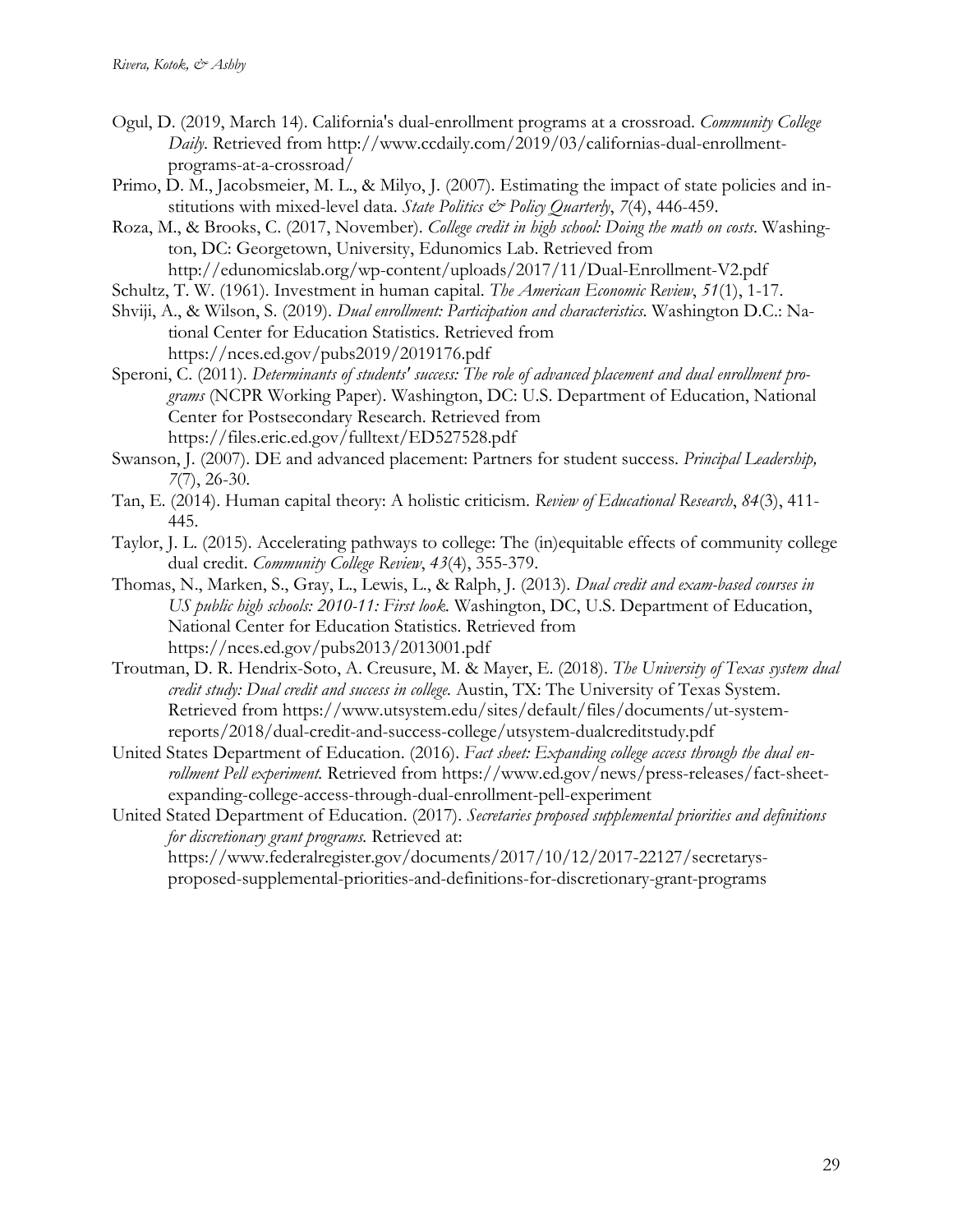Ogul, D. (2019, March 14). California's dual-enrollment programs at a crossroad. *Community College Daily*. Retrieved from http://www.ccdaily.com/2019/03/californias-dual-enrollment-programs-at-a-crossroad/

Primo, D. M., Jacobsmeier, M. L., & Milyo, J. (2007). Estimating the impact of state policies and institutions with mixed-level data. *State Politics & Policy Quarterly*, *7*(4), 446-459.

Roza, M., & Brooks, C. (2017, November). *College credit in high school: Doing the math on costs*. Washington, DC: Georgetown, University, Edunomics Lab. Retrieved from http://edunomicslab.org/wp-content/uploads/2017/11/Dual-Enrollment-V2.pdf

Schultz, T. W. (1961). Investment in human capital. *The American Economic Review*, *51*(1), 1-17.

Shviji, A., & Wilson, S. (2019). *Dual enrollment: Participation and characteristics.* Washington D.C.: National Center for Education Statistics. Retrieved from https://nces.ed.gov/pubs2019/2019176.pdf

Speroni, C. (2011). *Determinants of students' success: The role of advanced placement and dual enrollment programs* (NCPR Working Paper). Washington, DC: U.S. Department of Education, National Center for Postsecondary Research. Retrieved from https://files.eric.ed.gov/fulltext/ED527528.pdf

Swanson, J. (2007). DE and advanced placement: Partners for student success. *Principal Leadership, 7*(7), 26-30.

Tan, E. (2014). Human capital theory: A holistic criticism. *Review of Educational Research*, *84*(3), 411-445.

Taylor, J. L. (2015). Accelerating pathways to college: The (in)equitable effects of community college dual credit. *Community College Review*, *43*(4), 355-379.

Thomas, N., Marken, S., Gray, L., Lewis, L., & Ralph, J. (2013). *Dual credit and exam-based courses in US public high schools: 2010-11: First look.* Washington, DC, U.S. Department of Education, National Center for Education Statistics. Retrieved from https://nces.ed.gov/pubs2013/2013001.pdf

Troutman, D. R. Hendrix-Soto, A. Creusure, M. & Mayer, E. (2018). *The University of Texas system dual credit study: Dual credit and success in college.* Austin, TX: The University of Texas System. Retrieved from https://www.utsystem.edu/sites/default/files/documents/ut-system-reports/2018/dual-credit-and-success-college/utsystem-dualcreditstudy.pdf

United States Department of Education. (2016). *Fact sheet: Expanding college access through the dual enrollment Pell experiment.* Retrieved from https://www.ed.gov/news/press-releases/fact-sheet-expanding-college-access-through-dual-enrollment-pell-experiment

United Stated Department of Education. (2017). *Secretaries proposed supplemental priorities and definitions for discretionary grant programs.* Retrieved at: https://www.federalregister.gov/documents/2017/10/12/2017-22127/secretarys-proposed-supplemental-priorities-and-definitions-for-discretionary-grant-programs